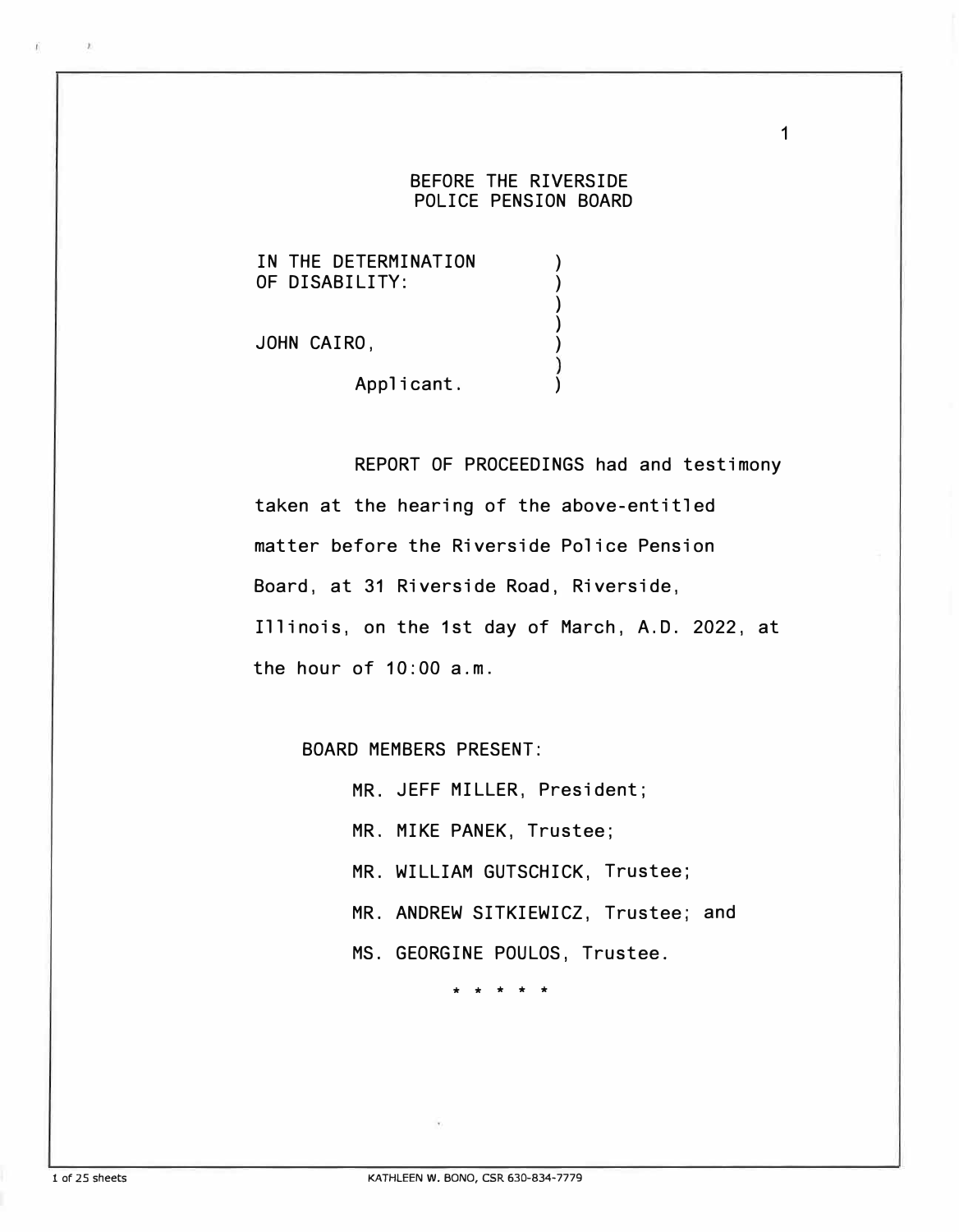BEFORE THE RIVERSIDE
POLICE PENSION BOARD

IN THE DETERMINATION )
OF DISABILITY: )
)
)
JOHN CAIRO, )
)
Applicant. )

REPORT OF PROCEEDINGS had and testimony taken at the hearing of the above-entitled matter before the Riverside Police Pension Board, at 31 Riverside Road, Riverside, Illinois, on the 1st day of March, A.D. 2022, at the hour of 10:00 a.m.

BOARD MEMBERS PRESENT:

MR. JEFF MILLER, President;

MR. MIKE PANEK, Trustee;

MR. WILLIAM GUTSCHICK, Trustee;

MR. ANDREW SITKIEWICZ, Trustee; and

MS. GEORGINE POULOS, Trustee.

* * * * *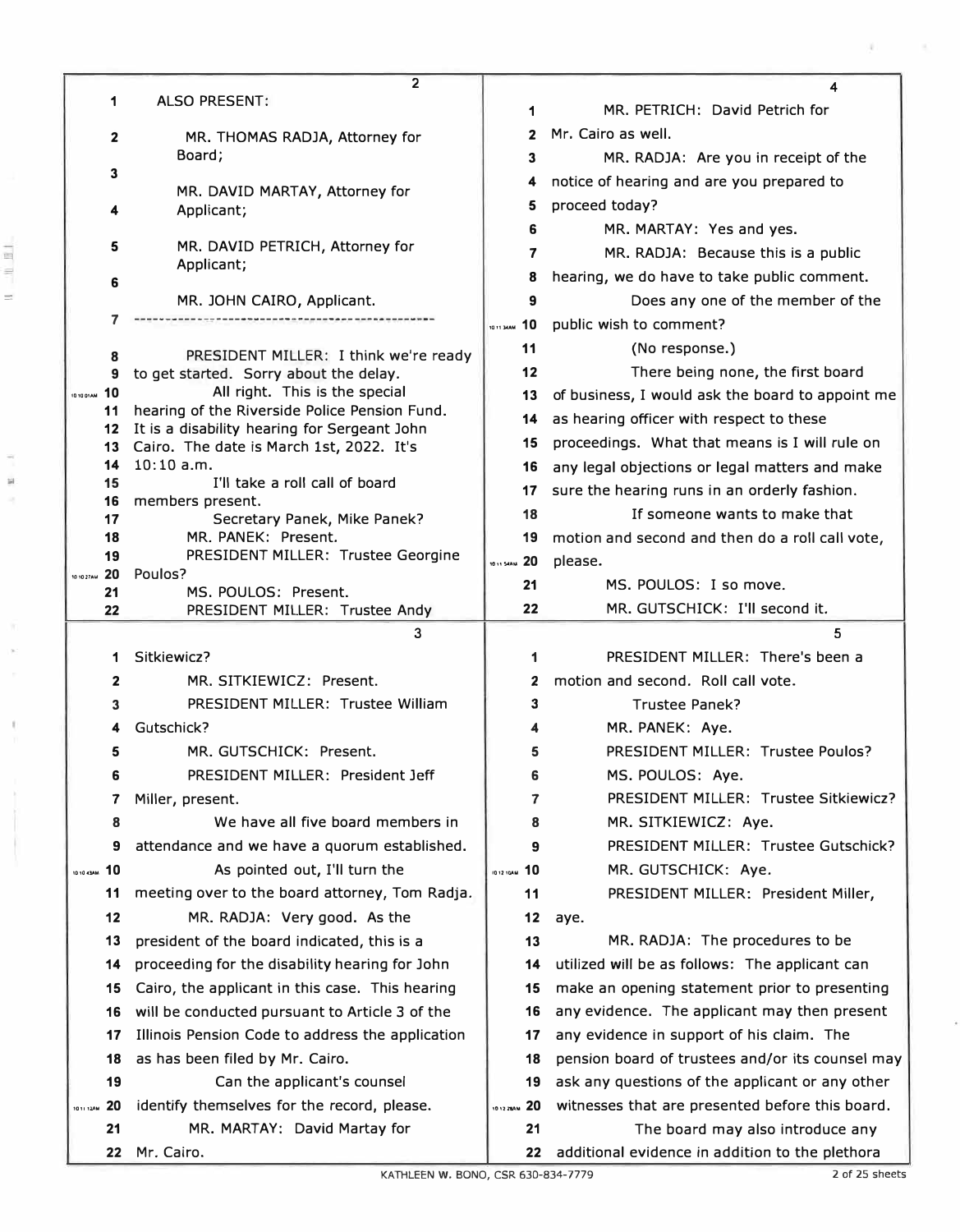ALSO PRESENT:

MR. THOMAS RADJA, Attorney for Board;

MR. DAVID MARTAY, Attorney for Applicant;

MR. DAVID PETRICH, Attorney for Applicant;

MR. JOHN CAIRO, Applicant.

---

PRESIDENT MILLER: I think we're ready to get started. Sorry about the delay.

All right. This is the special hearing of the Riverside Police Pension Fund. It is a disability hearing for Sergeant John Cairo. The date is March 1st, 2022. It's 10:10 a.m.

I'll take a roll call of board members present.

Secretary Panek, Mike Panek?

MR. PANEK: Present.

PRESIDENT MILLER: Trustee Georgine Poulos?

MS. POULOS: Present.

PRESIDENT MILLER: Trustee Andy Sitkiewicz?

MR. SITKIEWICZ: Present.

PRESIDENT MILLER: Trustee William Gutschick?

MR. GUTSCHICK: Present.

PRESIDENT MILLER: President Jeff Miller, present.

We have all five board members in attendance and we have a quorum established.

As pointed out, I'll turn the meeting over to the board attorney, Tom Radja.

MR. RADJA: Very good. As the president of the board indicated, this is a proceeding for the disability hearing for John Cairo, the applicant in this case. This hearing will be conducted pursuant to Article 3 of the Illinois Pension Code to address the application as has been filed by Mr. Cairo.

Can the applicant's counsel identify themselves for the record, please.

MR. MARTAY: David Martay for Mr. Cairo.

MR. PETRICH: David Petrich for Mr. Cairo as well.

MR. RADJA: Are you in receipt of the notice of hearing and are you prepared to proceed today?

MR. MARTAY: Yes and yes.

MR. RADJA: Because this is a public hearing, we do have to take public comment.

Does any one of the member of the public wish to comment?

(No response.)

There being none, the first board of business, I would ask the board to appoint me as hearing officer with respect to these proceedings. What that means is I will rule on any legal objections or legal matters and make sure the hearing runs in an orderly fashion.

If someone wants to make that motion and second and then do a roll call vote, please.

MS. POULOS: I so move.

MR. GUTSCHICK: I'll second it.

PRESIDENT MILLER: There's been a motion and second. Roll call vote.

Trustee Panek?

MR. PANEK: Aye.

PRESIDENT MILLER: Trustee Poulos?

MS. POULOS: Aye.

PRESIDENT MILLER: Trustee Sitkiewicz?

MR. SITKIEWICZ: Aye.

PRESIDENT MILLER: Trustee Gutschick?

MR. GUTSCHICK: Aye.

PRESIDENT MILLER: President Miller, aye.

MR. RADJA: The procedures to be utilized will be as follows: The applicant can make an opening statement prior to presenting any evidence. The applicant may then present any evidence in support of his claim. The pension board of trustees and/or its counsel may ask any questions of the applicant or any other witnesses that are presented before this board.

The board may also introduce any additional evidence in addition to the plethora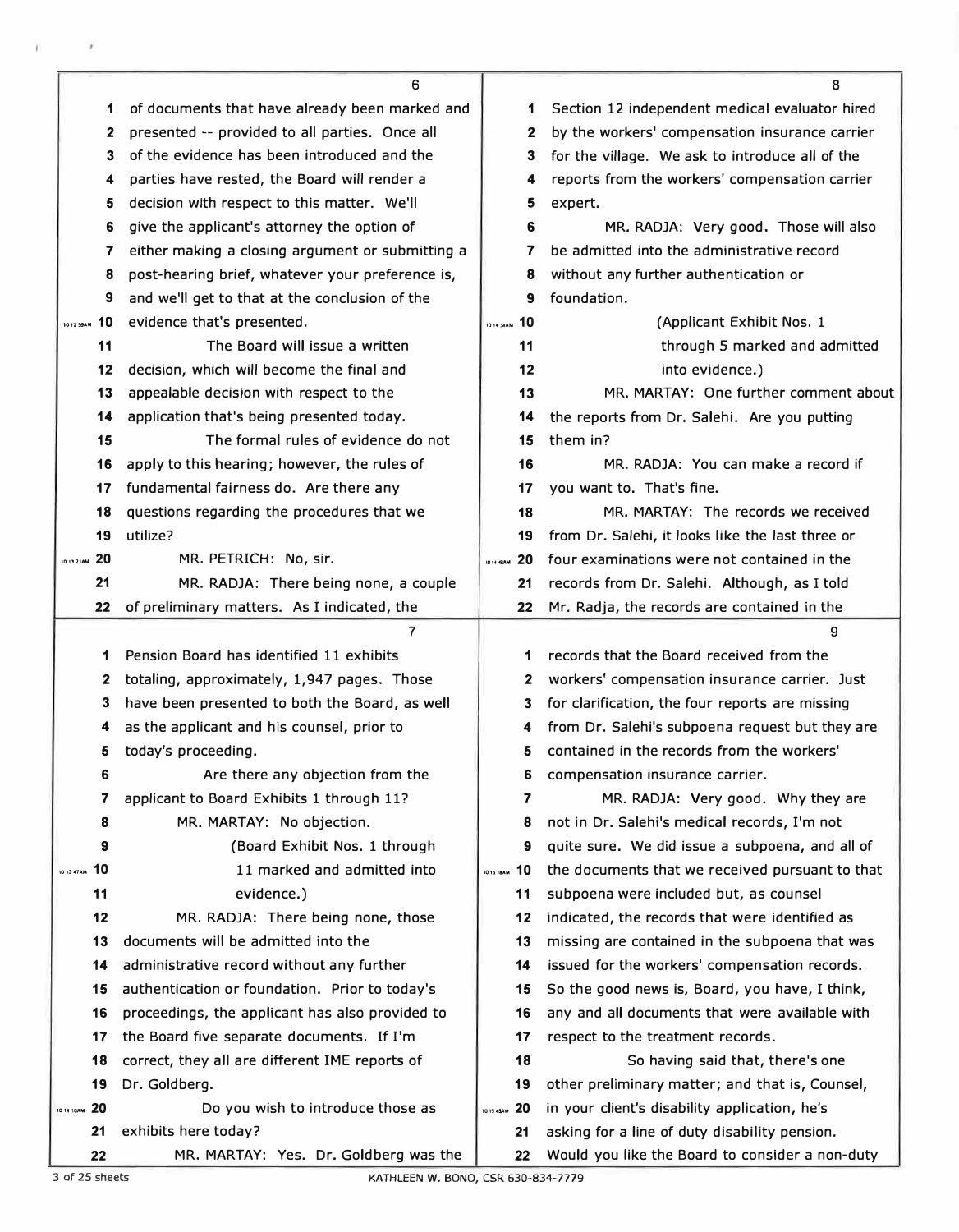of documents that have already been marked and presented -- provided to all parties. Once all of the evidence has been introduced and the parties have rested, the Board will render a decision with respect to this matter. We'll give the applicant's attorney the option of either making a closing argument or submitting a post-hearing brief, whatever your preference is, and we'll get to that at the conclusion of the evidence that's presented.

The Board will issue a written decision, which will become the final and appealable decision with respect to the application that's being presented today.

The formal rules of evidence do not apply to this hearing; however, the rules of fundamental fairness do. Are there any questions regarding the procedures that we utilize?

MR. PETRICH: No, sir.

MR. RADJA: There being none, a couple of preliminary matters. As I indicated, the Pension Board has identified 11 exhibits totaling, approximately, 1,947 pages. Those have been presented to both the Board, as well as the applicant and his counsel, prior to today's proceeding.

Are there any objection from the applicant to Board Exhibits 1 through 11?

MR. MARTAY: No objection.

(Board Exhibit Nos. 1 through 11 marked and admitted into evidence.)

MR. RADJA: There being none, those documents will be admitted into the administrative record without any further authentication or foundation. Prior to today's proceedings, the applicant has also provided to the Board five separate documents. If I'm correct, they all are different IME reports of Dr. Goldberg.

Do you wish to introduce those as exhibits here today?

MR. MARTAY: Yes. Dr. Goldberg was the Section 12 independent medical evaluator hired by the workers' compensation insurance carrier for the village. We ask to introduce all of the reports from the workers' compensation carrier expert.

MR. RADJA: Very good. Those will also be admitted into the administrative record without any further authentication or foundation.

(Applicant Exhibit Nos. 1 through 5 marked and admitted into evidence.)

MR. MARTAY: One further comment about the reports from Dr. Salehi. Are you putting them in?

MR. RADJA: You can make a record if you want to. That's fine.

MR. MARTAY: The records we received from Dr. Salehi, it looks like the last three or four examinations were not contained in the records from Dr. Salehi. Although, as I told Mr. Radja, the records are contained in the records that the Board received from the workers' compensation insurance carrier. Just for clarification, the four reports are missing from Dr. Salehi's subpoena request but they are contained in the records from the workers' compensation insurance carrier.

MR. RADJA: Very good. Why they are not in Dr. Salehi's medical records, I'm not quite sure. We did issue a subpoena, and all of the documents that we received pursuant to that subpoena were included but, as counsel indicated, the records that were identified as missing are contained in the subpoena that was issued for the workers' compensation records. So the good news is, Board, you have, I think, any and all documents that were available with respect to the treatment records.

So having said that, there's one other preliminary matter; and that is, Counsel, in your client's disability application, he's asking for a line of duty disability pension. Would you like the Board to consider a non-duty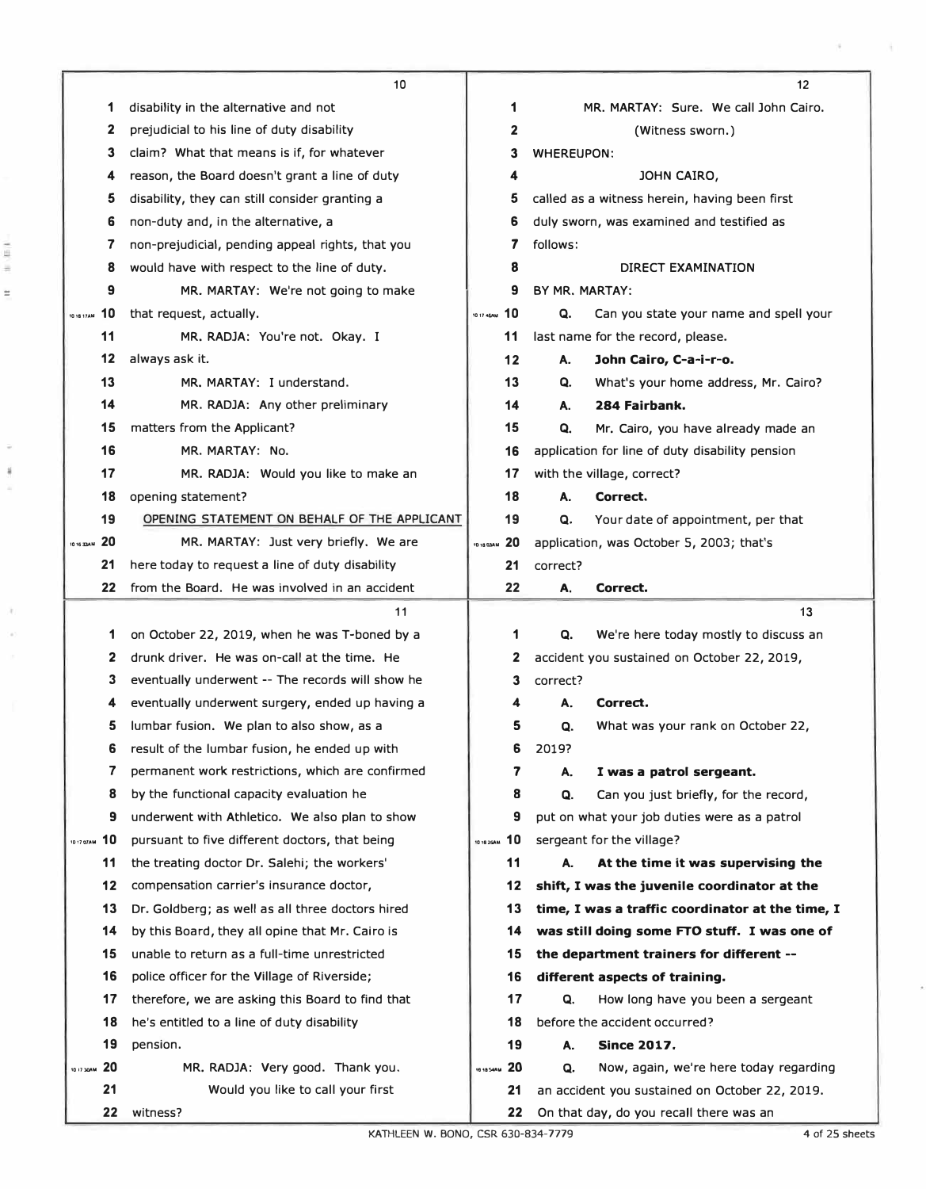**Page 10**

1 disability in the alternative and not
2 prejudicial to his line of duty disability
3 claim? What that means is if, for whatever
4 reason, the Board doesn't grant a line of duty
5 disability, they can still consider granting a
6 non-duty and, in the alternative, a
7 non-prejudicial, pending appeal rights, that you
8 would have with respect to the line of duty.
9 MR. MARTAY: We're not going to make
10 that request, actually.
11 MR. RADJA: You're not. Okay. I
12 always ask it.
13 MR. MARTAY: I understand.
14 MR. RADJA: Any other preliminary
15 matters from the Applicant?
16 MR. MARTAY: No.
17 MR. RADJA: Would you like to make an
18 opening statement?
19 OPENING STATEMENT ON BEHALF OF THE APPLICANT
20 MR. MARTAY: Just very briefly. We are
21 here today to request a line of duty disability
22 from the Board. He was involved in an accident

**Page 11**

1 on October 22, 2019, when he was T-boned by a
2 drunk driver. He was on-call at the time. He
3 eventually underwent -- The records will show he
4 eventually underwent surgery, ended up having a
5 lumbar fusion. We plan to also show, as a
6 result of the lumbar fusion, he ended up with
7 permanent work restrictions, which are confirmed
8 by the functional capacity evaluation he
9 underwent with Athletico. We also plan to show
10 pursuant to five different doctors, that being
11 the treating doctor Dr. Salehi; the workers'
12 compensation carrier's insurance doctor,
13 Dr. Goldberg; as well as all three doctors hired
14 by this Board, they all opine that Mr. Cairo is
15 unable to return as a full-time unrestricted
16 police officer for the Village of Riverside;
17 therefore, we are asking this Board to find that
18 he's entitled to a line of duty disability
19 pension.
20 MR. RADJA: Very good. Thank you.
21 Would you like to call your first
22 witness?

**Page 12**

1 MR. MARTAY: Sure. We call John Cairo.
2 (Witness sworn.)
3 WHEREUPON:
4 JOHN CAIRO,
5 called as a witness herein, having been first
6 duly sworn, was examined and testified as
7 follows:
8 DIRECT EXAMINATION
9 BY MR. MARTAY:
10 Q. Can you state your name and spell your
11 last name for the record, please.
12 A. **John Cairo, C-a-i-r-o.**
13 Q. What's your home address, Mr. Cairo?
14 A. **284 Fairbank.**
15 Q. Mr. Cairo, you have already made an
16 application for line of duty disability pension
17 with the village, correct?
18 A. **Correct.**
19 Q. Your date of appointment, per that
20 application, was October 5, 2003; that's
21 correct?
22 A. **Correct.**

**Page 13**

1 Q. We're here today mostly to discuss an
2 accident you sustained on October 22, 2019,
3 correct?
4 A. **Correct.**
5 Q. What was your rank on October 22,
6 2019?
7 A. **I was a patrol sergeant.**
8 Q. Can you just briefly, for the record,
9 put on what your job duties were as a patrol
10 sergeant for the village?
11 A. **At the time it was supervising the**
12 **shift, I was the juvenile coordinator at the**
13 **time, I was a traffic coordinator at the time, I**
14 **was still doing some FTO stuff. I was one of**
15 **the department trainers for different --**
16 **different aspects of training.**
17 Q. How long have you been a sergeant
18 before the accident occurred?
19 A. **Since 2017.**
20 Q. Now, again, we're here today regarding
21 an accident you sustained on October 22, 2019.
22 On that day, do you recall there was an

KATHLEEN W. BONO, CSR 630-834-7779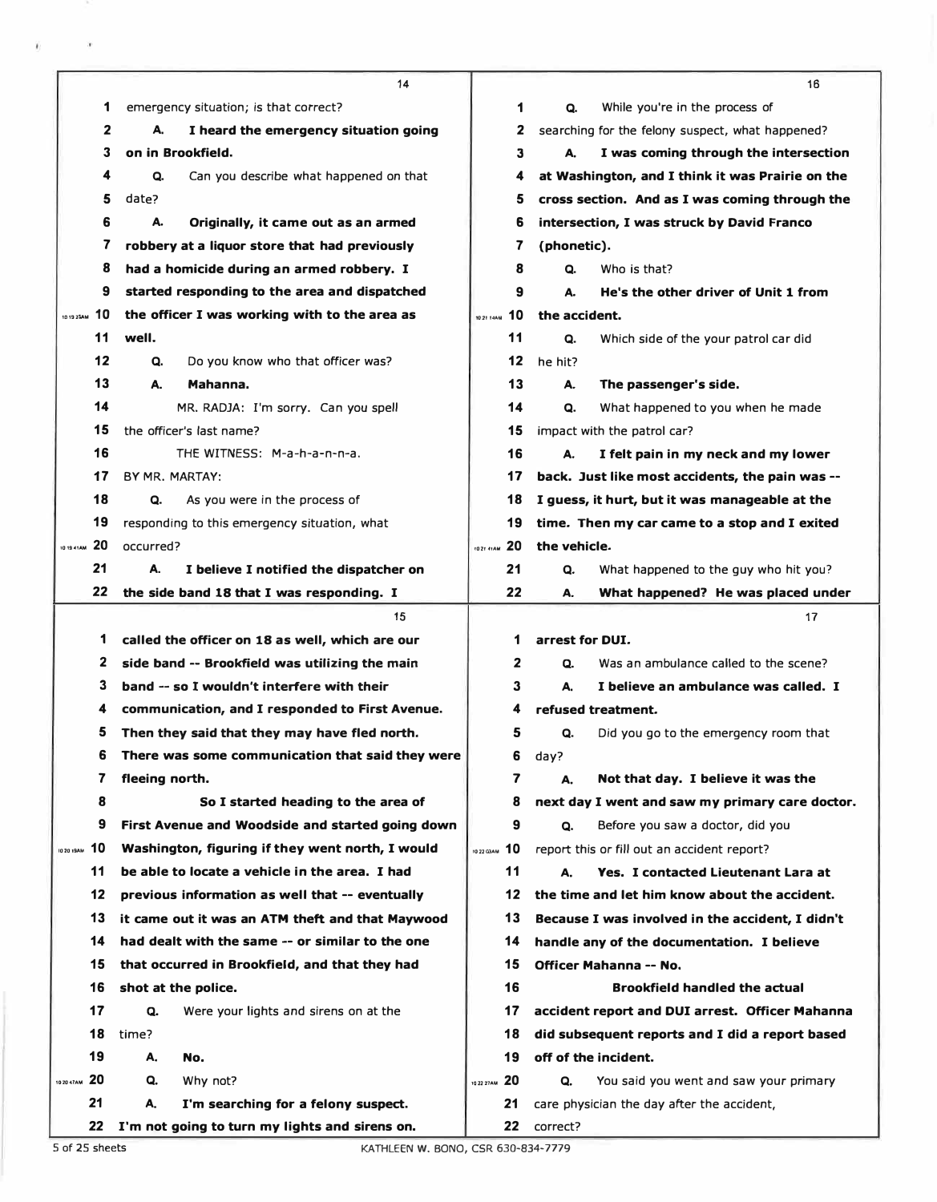emergency situation; is that correct?

**A. I heard the emergency situation going on in Brookfield.**

Q. Can you describe what happened on that date?

**A. Originally, it came out as an armed robbery at a liquor store that had previously had a homicide during an armed robbery. I started responding to the area and dispatched the officer I was working with to the area as well.**

Q. Do you know who that officer was?

**A. Mahanna.**

MR. RADJA: I'm sorry. Can you spell the officer's last name?

THE WITNESS: M-a-h-a-n-n-a.

BY MR. MARTAY:

Q. As you were in the process of responding to this emergency situation, what occurred?

**A. I believe I notified the dispatcher on the side band 18 that I was responding. I called the officer on 18 as well, which are our side band -- Brookfield was utilizing the main band -- so I wouldn't interfere with their communication, and I responded to First Avenue. Then they said that they may have fled north. There was some communication that said they were fleeing north.**

**So I started heading to the area of First Avenue and Woodside and started going down Washington, figuring if they went north, I would be able to locate a vehicle in the area. I had previous information as well that -- eventually it came out it was an ATM theft and that Maywood had dealt with the same -- or similar to the one that occurred in Brookfield, and that they had shot at the police.**

Q. Were your lights and sirens on at the time?

**A. No.**

Q. Why not?

**A. I'm searching for a felony suspect. I'm not going to turn my lights and sirens on.**

Q. While you're in the process of searching for the felony suspect, what happened?

**A. I was coming through the intersection at Washington, and I think it was Prairie on the cross section. And as I was coming through the intersection, I was struck by David Franco (phonetic).**

Q. Who is that?

**A. He's the other driver of Unit 1 from the accident.**

Q. Which side of the your patrol car did he hit?

**A. The passenger's side.**

Q. What happened to you when he made impact with the patrol car?

**A. I felt pain in my neck and my lower back. Just like most accidents, the pain was -- I guess, it hurt, but it was manageable at the time. Then my car came to a stop and I exited the vehicle.**

Q. What happened to the guy who hit you?

**A. What happened? He was placed under arrest for DUI.**

Q. Was an ambulance called to the scene?

**A. I believe an ambulance was called. I refused treatment.**

Q. Did you go to the emergency room that day?

**A. Not that day. I believe it was the next day I went and saw my primary care doctor.**

Q. Before you saw a doctor, did you report this or fill out an accident report?

**A. Yes. I contacted Lieutenant Lara at the time and let him know about the accident. Because I was involved in the accident, I didn't handle any of the documentation. I believe Officer Mahanna -- No.**

**Brookfield handled the actual accident report and DUI arrest. Officer Mahanna did subsequent reports and I did a report based off of the incident.**

Q. You said you went and saw your primary care physician the day after the accident, correct?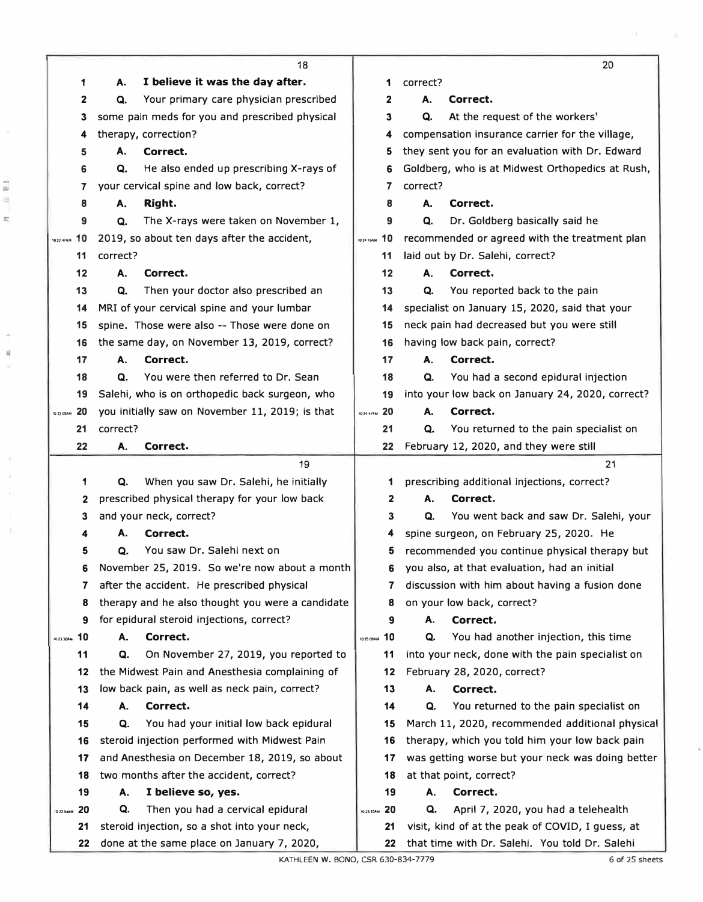**Page 18**

1 A. **I believe it was the day after.**
2 Q. Your primary care physician prescribed
3 some pain meds for you and prescribed physical
4 therapy, correction?
5 A. **Correct.**
6 Q. He also ended up prescribing X-rays of
7 your cervical spine and low back, correct?
8 A. **Right.**
9 Q. The X-rays were taken on November 1,
10 2019, so about ten days after the accident,
11 correct?
12 A. **Correct.**
13 Q. Then your doctor also prescribed an
14 MRI of your cervical spine and your lumbar
15 spine. Those were also -- Those were done on
16 the same day, on November 13, 2019, correct?
17 A. **Correct.**
18 Q. You were then referred to Dr. Sean
19 Salehi, who is on orthopedic back surgeon, who
20 you initially saw on November 11, 2019; is that
21 correct?
22 A. **Correct.**

**Page 19**

1 Q. When you saw Dr. Salehi, he initially
2 prescribed physical therapy for your low back
3 and your neck, correct?
4 A. **Correct.**
5 Q. You saw Dr. Salehi next on
6 November 25, 2019. So we're now about a month
7 after the accident. He prescribed physical
8 therapy and he also thought you were a candidate
9 for epidural steroid injections, correct?
10 A. **Correct.**
11 Q. On November 27, 2019, you reported to
12 the Midwest Pain and Anesthesia complaining of
13 low back pain, as well as neck pain, correct?
14 A. **Correct.**
15 Q. You had your initial low back epidural
16 steroid injection performed with Midwest Pain
17 and Anesthesia on December 18, 2019, so about
18 two months after the accident, correct?
19 A. **I believe so, yes.**
20 Q. Then you had a cervical epidural
21 steroid injection, so a shot into your neck,
22 done at the same place on January 7, 2020,

**Page 20**

1 correct?
2 A. **Correct.**
3 Q. At the request of the workers'
4 compensation insurance carrier for the village,
5 they sent you for an evaluation with Dr. Edward
6 Goldberg, who is at Midwest Orthopedics at Rush,
7 correct?
8 A. **Correct.**
9 Q. Dr. Goldberg basically said he
10 recommended or agreed with the treatment plan
11 laid out by Dr. Salehi, correct?
12 A. **Correct.**
13 Q. You reported back to the pain
14 specialist on January 15, 2020, said that your
15 neck pain had decreased but you were still
16 having low back pain, correct?
17 A. **Correct.**
18 Q. You had a second epidural injection
19 into your low back on January 24, 2020, correct?
20 A. **Correct.**
21 Q. You returned to the pain specialist on
22 February 12, 2020, and they were still

**Page 21**

1 prescribing additional injections, correct?
2 A. **Correct.**
3 Q. You went back and saw Dr. Salehi, your
4 spine surgeon, on February 25, 2020. He
5 recommended you continue physical therapy but
6 you also, at that evaluation, had an initial
7 discussion with him about having a fusion done
8 on your low back, correct?
9 A. **Correct.**
10 Q. You had another injection, this time
11 into your neck, done with the pain specialist on
12 February 28, 2020, correct?
13 A. **Correct.**
14 Q. You returned to the pain specialist on
15 March 11, 2020, recommended additional physical
16 therapy, which you told him your low back pain
17 was getting worse but your neck was doing better
18 at that point, correct?
19 A. **Correct.**
20 Q. April 7, 2020, you had a telehealth
21 visit, kind of at the peak of COVID, I guess, at
22 that time with Dr. Salehi. You told Dr. Salehi

KATHLEEN W. BONO, CSR 630-834-7779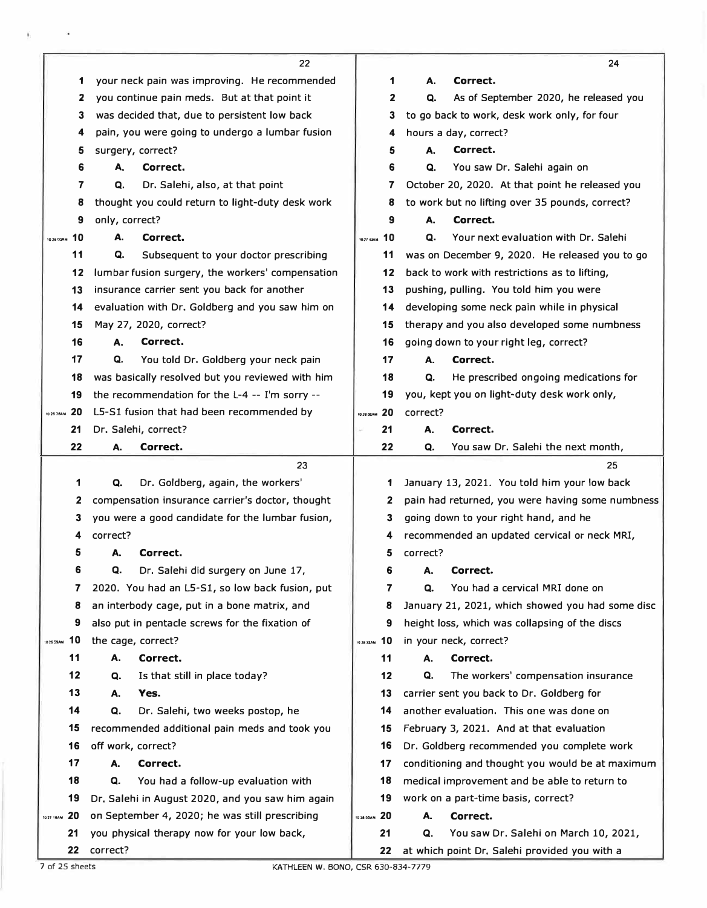22

1 your neck pain was improving. He recommended
2 you continue pain meds. But at that point it
3 was decided that, due to persistent low back
4 pain, you were going to undergo a lumbar fusion
5 surgery, correct?
6 **A. Correct.**
7 Q. Dr. Salehi, also, at that point
8 thought you could return to light-duty desk work
9 only, correct?
10 **A. Correct.**
11 Q. Subsequent to your doctor prescribing
12 lumbar fusion surgery, the workers' compensation
13 insurance carrier sent you back for another
14 evaluation with Dr. Goldberg and you saw him on
15 May 27, 2020, correct?
16 **A. Correct.**
17 Q. You told Dr. Goldberg your neck pain
18 was basically resolved but you reviewed with him
19 the recommendation for the L-4 -- I'm sorry --
20 L5-S1 fusion that had been recommended by
21 Dr. Salehi, correct?
22 **A. Correct.**

23

1 Q. Dr. Goldberg, again, the workers'
2 compensation insurance carrier's doctor, thought
3 you were a good candidate for the lumbar fusion,
4 correct?
5 **A. Correct.**
6 Q. Dr. Salehi did surgery on June 17,
7 2020. You had an L5-S1, so low back fusion, put
8 an interbody cage, put in a bone matrix, and
9 also put in pentacle screws for the fixation of
10 the cage, correct?
11 **A. Correct.**
12 Q. Is that still in place today?
13 **A. Yes.**
14 Q. Dr. Salehi, two weeks postop, he
15 recommended additional pain meds and took you
16 off work, correct?
17 **A. Correct.**
18 Q. You had a follow-up evaluation with
19 Dr. Salehi in August 2020, and you saw him again
20 on September 4, 2020; he was still prescribing
21 you physical therapy now for your low back,
22 correct?

24

1 **A. Correct.**
2 Q. As of September 2020, he released you
3 to go back to work, desk work only, for four
4 hours a day, correct?
5 **A. Correct.**
6 Q. You saw Dr. Salehi again on
7 October 20, 2020. At that point he released you
8 to work but no lifting over 35 pounds, correct?
9 **A. Correct.**
10 Q. Your next evaluation with Dr. Salehi
11 was on December 9, 2020. He released you to go
12 back to work with restrictions as to lifting,
13 pushing, pulling. You told him you were
14 developing some neck pain while in physical
15 therapy and you also developed some numbness
16 going down to your right leg, correct?
17 **A. Correct.**
18 Q. He prescribed ongoing medications for
19 you, kept you on light-duty desk work only,
20 correct?
21 **A. Correct.**
22 Q. You saw Dr. Salehi the next month,

25

1 January 13, 2021. You told him your low back
2 pain had returned, you were having some numbness
3 going down to your right hand, and he
4 recommended an updated cervical or neck MRI,
5 correct?
6 **A. Correct.**
7 Q. You had a cervical MRI done on
8 January 21, 2021, which showed you had some disc
9 height loss, which was collapsing of the discs
10 in your neck, correct?
11 **A. Correct.**
12 Q. The workers' compensation insurance
13 carrier sent you back to Dr. Goldberg for
14 another evaluation. This one was done on
15 February 3, 2021. And at that evaluation
16 Dr. Goldberg recommended you complete work
17 conditioning and thought you would be at maximum
18 medical improvement and be able to return to
19 work on a part-time basis, correct?
20 **A. Correct.**
21 Q. You saw Dr. Salehi on March 10, 2021,
22 at which point Dr. Salehi provided you with a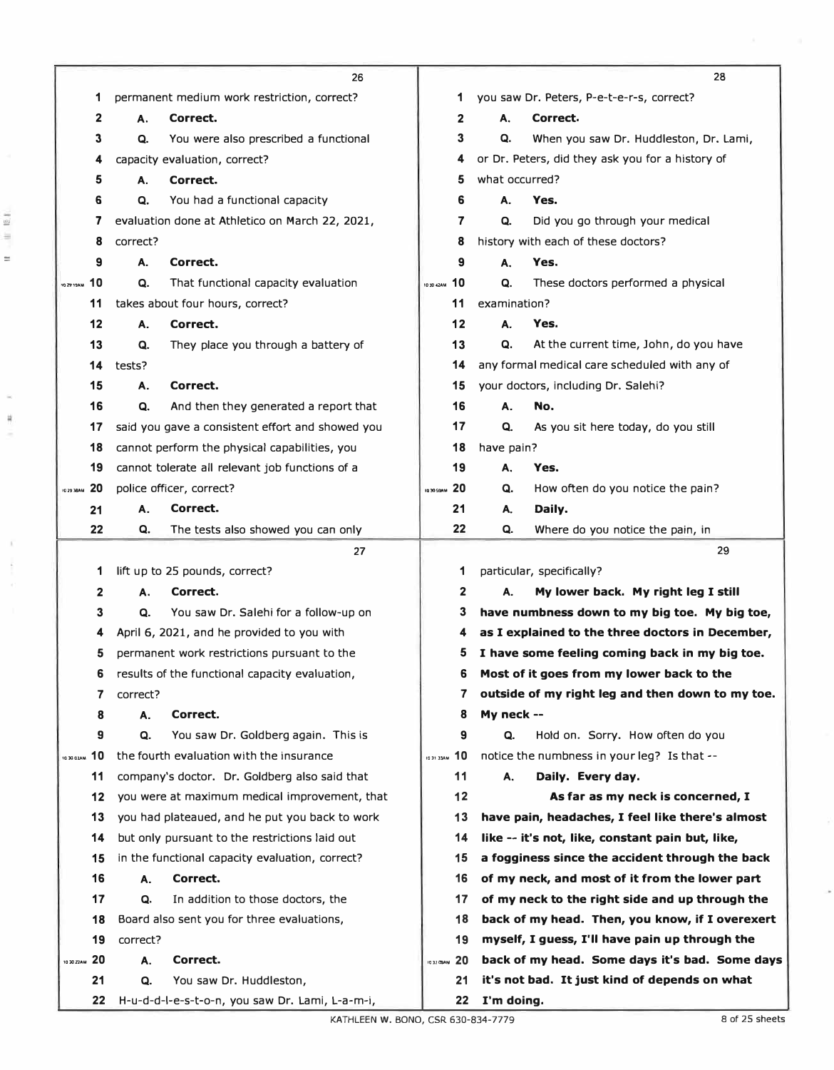**26**

1 permanent medium work restriction, correct?
2 A. **Correct.**
3 Q. You were also prescribed a functional
4 capacity evaluation, correct?
5 A. **Correct.**
6 Q. You had a functional capacity
7 evaluation done at Athletico on March 22, 2021,
8 correct?
9 A. **Correct.**
10 Q. That functional capacity evaluation
11 takes about four hours, correct?
12 A. **Correct.**
13 Q. They place you through a battery of
14 tests?
15 A. **Correct.**
16 Q. And then they generated a report that
17 said you gave a consistent effort and showed you
18 cannot perform the physical capabilities, you
19 cannot tolerate all relevant job functions of a
20 police officer, correct?
21 A. **Correct.**
22 Q. The tests also showed you can only

**27**

1 lift up to 25 pounds, correct?
2 A. **Correct.**
3 Q. You saw Dr. Salehi for a follow-up on
4 April 6, 2021, and he provided to you with
5 permanent work restrictions pursuant to the
6 results of the functional capacity evaluation,
7 correct?
8 A. **Correct.**
9 Q. You saw Dr. Goldberg again. This is
10 the fourth evaluation with the insurance
11 company's doctor. Dr. Goldberg also said that
12 you were at maximum medical improvement, that
13 you had plateaued, and he put you back to work
14 but only pursuant to the restrictions laid out
15 in the functional capacity evaluation, correct?
16 A. **Correct.**
17 Q. In addition to those doctors, the
18 Board also sent you for three evaluations,
19 correct?
20 A. **Correct.**
21 Q. You saw Dr. Huddleston,
22 H-u-d-d-l-e-s-t-o-n, you saw Dr. Lami, L-a-m-i,

**28**

1 you saw Dr. Peters, P-e-t-e-r-s, correct?
2 A. **Correct.**
3 Q. When you saw Dr. Huddleston, Dr. Lami,
4 or Dr. Peters, did they ask you for a history of
5 what occurred?
6 A. **Yes.**
7 Q. Did you go through your medical
8 history with each of these doctors?
9 A. **Yes.**
10 Q. These doctors performed a physical
11 examination?
12 A. **Yes.**
13 Q. At the current time, John, do you have
14 any formal medical care scheduled with any of
15 your doctors, including Dr. Salehi?
16 A. **No.**
17 Q. As you sit here today, do you still
18 have pain?
19 A. **Yes.**
20 Q. How often do you notice the pain?
21 A. **Daily.**
22 Q. Where do you notice the pain, in

**29**

1 particular, specifically?
2 A. **My lower back. My right leg I still**
3 **have numbness down to my big toe. My big toe,**
4 **as I explained to the three doctors in December,**
5 **I have some feeling coming back in my big toe.**
6 **Most of it goes from my lower back to the**
7 **outside of my right leg and then down to my toe.**
8 **My neck --**
9 Q. Hold on. Sorry. How often do you
10 notice the numbness in your leg? Is that --
11 A. **Daily. Every day.**
12 **As far as my neck is concerned, I**
13 **have pain, headaches, I feel like there's almost**
14 **like -- it's not, like, constant pain but, like,**
15 **a fogginess since the accident through the back**
16 **of my neck, and most of it from the lower part**
17 **of my neck to the right side and up through the**
18 **back of my head. Then, you know, if I overexert**
19 **myself, I guess, I'll have pain up through the**
20 **back of my head. Some days it's bad. Some days**
21 **it's not bad. It just kind of depends on what**
22 **I'm doing.**

KATHLEEN W. BONO, CSR 630-834-7779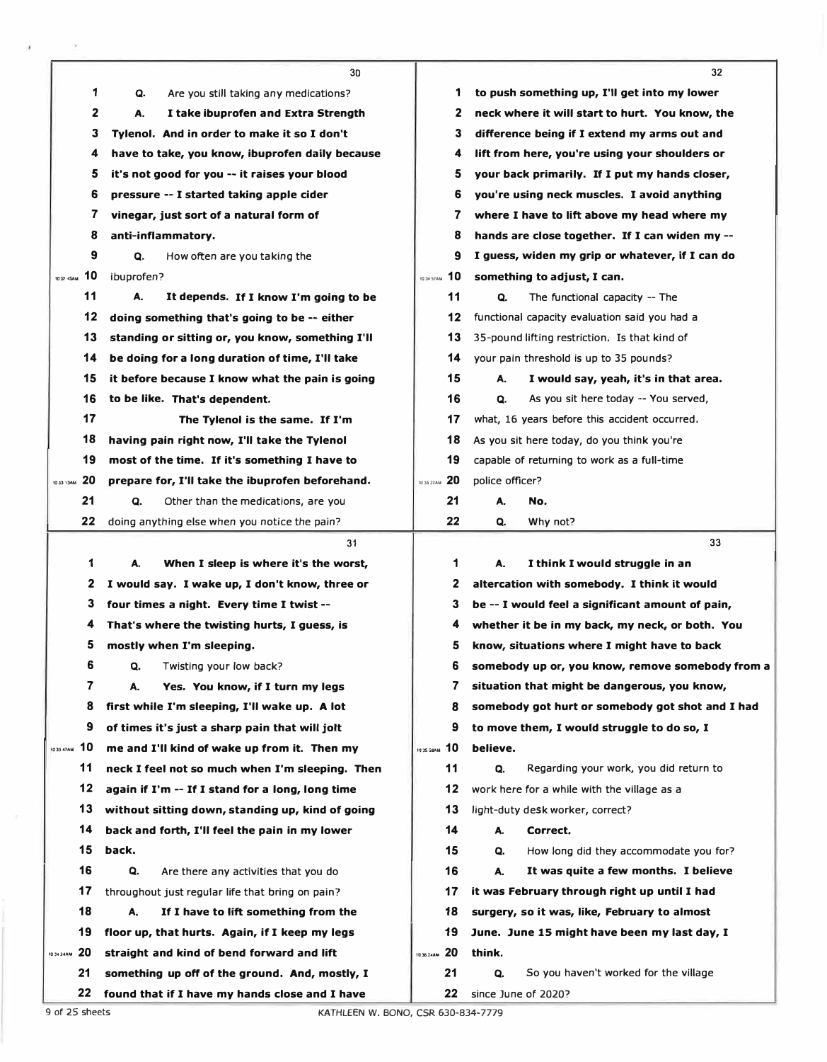30

1 Q. Are you still taking any medications?
2 A. **I take ibuprofen and Extra Strength**
3 **Tylenol. And in order to make it so I don't**
4 **have to take, you know, ibuprofen daily because**
5 **it's not good for you -- it raises your blood**
6 **pressure -- I started taking apple cider**
7 **vinegar, just sort of a natural form of**
8 **anti-inflammatory.**
9 Q. How often are you taking the
10 ibuprofen?
11 A. **It depends. If I know I'm going to be**
12 **doing something that's going to be -- either**
13 **standing or sitting or, you know, something I'll**
14 **be doing for a long duration of time, I'll take**
15 **it before because I know what the pain is going**
16 **to be like. That's dependent.**
17 **The Tylenol is the same. If I'm**
18 **having pain right now, I'll take the Tylenol**
19 **most of the time. If it's something I have to**
20 **prepare for, I'll take the ibuprofen beforehand.**
21 Q. Other than the medications, are you
22 doing anything else when you notice the pain?

31

1 A. **When I sleep is where it's the worst,**
2 **I would say. I wake up, I don't know, three or**
3 **four times a night. Every time I twist --**
4 **That's where the twisting hurts, I guess, is**
5 **mostly when I'm sleeping.**
6 Q. Twisting your low back?
7 A. **Yes. You know, if I turn my legs**
8 **first while I'm sleeping, I'll wake up. A lot**
9 **of times it's just a sharp pain that will jolt**
10 **me and I'll kind of wake up from it. Then my**
11 **neck I feel not so much when I'm sleeping. Then**
12 **again if I'm -- If I stand for a long, long time**
13 **without sitting down, standing up, kind of going**
14 **back and forth, I'll feel the pain in my lower**
15 **back.**
16 Q. Are there any activities that you do
17 throughout just regular life that bring on pain?
18 A. **If I have to lift something from the**
19 **floor up, that hurts. Again, if I keep my legs**
20 **straight and kind of bend forward and lift**
21 **something up off of the ground. And, mostly, I**
22 **found that if I have my hands close and I have**

32

1 **to push something up, I'll get into my lower**
2 **neck where it will start to hurt. You know, the**
3 **difference being if I extend my arms out and**
4 **lift from here, you're using your shoulders or**
5 **your back primarily. If I put my hands closer,**
6 **you're using neck muscles. I avoid anything**
7 **where I have to lift above my head where my**
8 **hands are close together. If I can widen my --**
9 **I guess, widen my grip or whatever, if I can do**
10 **something to adjust, I can.**
11 Q. The functional capacity -- The
12 functional capacity evaluation said you had a
13 35-pound lifting restriction. Is that kind of
14 your pain threshold is up to 35 pounds?
15 A. **I would say, yeah, it's in that area.**
16 Q. As you sit here today -- You served,
17 what, 16 years before this accident occurred.
18 As you sit here today, do you think you're
19 capable of returning to work as a full-time
20 police officer?
21 A. **No.**
22 Q. Why not?

33

1 A. **I think I would struggle in an**
2 **altercation with somebody. I think it would**
3 **be -- I would feel a significant amount of pain,**
4 **whether it be in my back, my neck, or both. You**
5 **know, situations where I might have to back**
6 **somebody up or, you know, remove somebody from a**
7 **situation that might be dangerous, you know,**
8 **somebody got hurt or somebody got shot and I had**
9 **to move them, I would struggle to do so, I**
10 **believe.**
11 Q. Regarding your work, you did return to
12 work here for a while with the village as a
13 light-duty desk worker, correct?
14 A. **Correct.**
15 Q. How long did they accommodate you for?
16 A. **It was quite a few months. I believe**
17 **it was February through right up until I had**
18 **surgery, so it was, like, February to almost**
19 **June. June 15 might have been my last day, I**
20 **think.**
21 Q. So you haven't worked for the village
22 since June of 2020?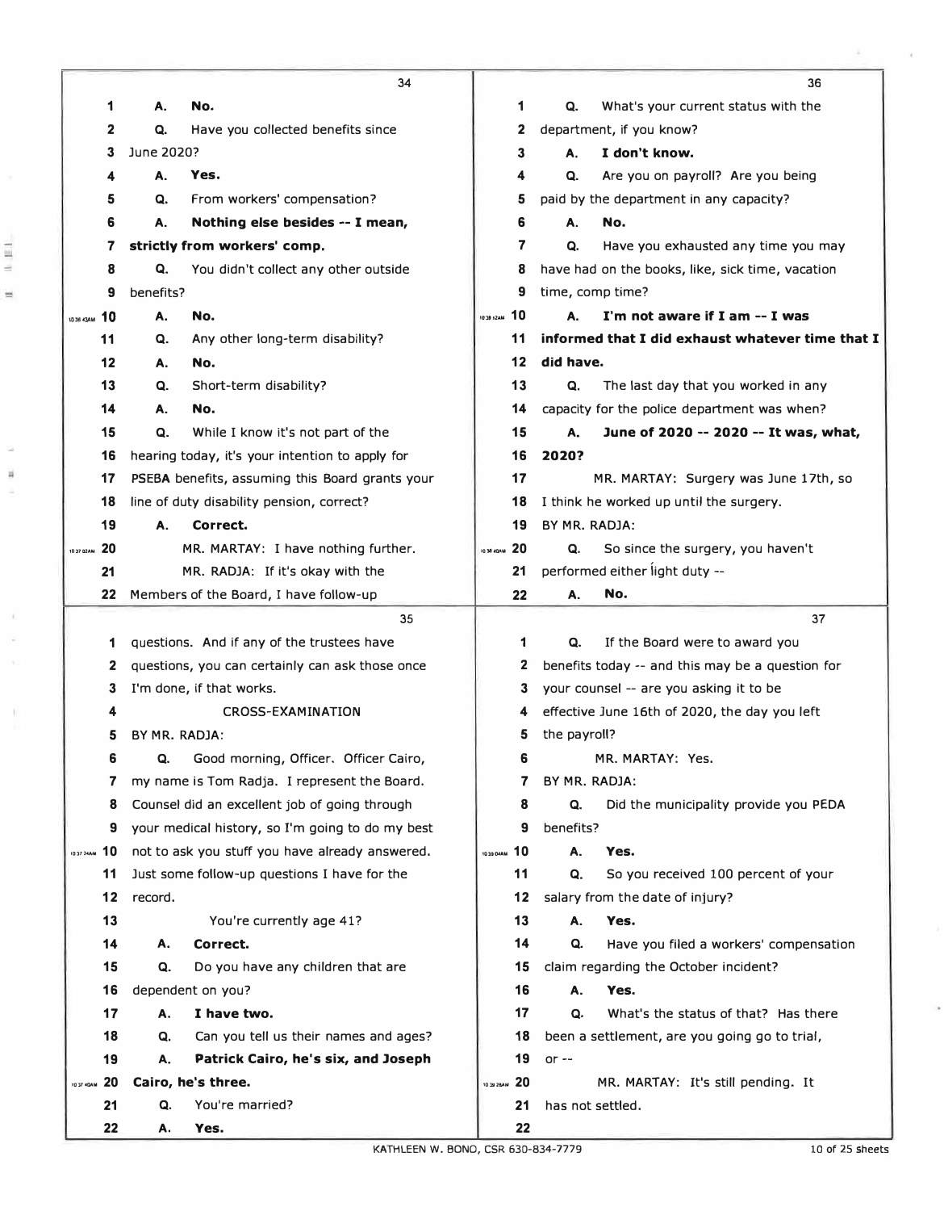**34**

1 A. **No.**
2 Q. Have you collected benefits since
3 June 2020?
4 A. **Yes.**
5 Q. From workers' compensation?
6 A. **Nothing else besides -- I mean,**
7 **strictly from workers' comp.**
8 Q. You didn't collect any other outside
9 benefits?
10 A. **No.**
11 Q. Any other long-term disability?
12 A. **No.**
13 Q. Short-term disability?
14 A. **No.**
15 Q. While I know it's not part of the
16 hearing today, it's your intention to apply for
17 PSEBA benefits, assuming this Board grants your
18 line of duty disability pension, correct?
19 A. **Correct.**
20 MR. MARTAY: I have nothing further.
21 MR. RADJA: If it's okay with the
22 Members of the Board, I have follow-up

**35**

1 questions. And if any of the trustees have
2 questions, you can certainly can ask those once
3 I'm done, if that works.
4 CROSS-EXAMINATION
5 BY MR. RADJA:
6 Q. Good morning, Officer. Officer Cairo,
7 my name is Tom Radja. I represent the Board.
8 Counsel did an excellent job of going through
9 your medical history, so I'm going to do my best
10 not to ask you stuff you have already answered.
11 Just some follow-up questions I have for the
12 record.
13 You're currently age 41?
14 A. **Correct.**
15 Q. Do you have any children that are
16 dependent on you?
17 A. **I have two.**
18 Q. Can you tell us their names and ages?
19 A. **Patrick Cairo, he's six, and Joseph**
20 **Cairo, he's three.**
21 Q. You're married?
22 A. **Yes.**

**36**

1 Q. What's your current status with the
2 department, if you know?
3 A. **I don't know.**
4 Q. Are you on payroll? Are you being
5 paid by the department in any capacity?
6 A. **No.**
7 Q. Have you exhausted any time you may
8 have had on the books, like, sick time, vacation
9 time, comp time?
10 A. **I'm not aware if I am -- I was**
11 **informed that I did exhaust whatever time that I**
12 **did have.**
13 Q. The last day that you worked in any
14 capacity for the police department was when?
15 A. **June of 2020 -- 2020 -- It was, what,**
16 **2020?**
17 MR. MARTAY: Surgery was June 17th, so
18 I think he worked up until the surgery.
19 BY MR. RADJA:
20 Q. So since the surgery, you haven't
21 performed either light duty --
22 A. **No.**

**37**

1 Q. If the Board were to award you
2 benefits today -- and this may be a question for
3 your counsel -- are you asking it to be
4 effective June 16th of 2020, the day you left
5 the payroll?
6 MR. MARTAY: Yes.
7 BY MR. RADJA:
8 Q. Did the municipality provide you PEDA
9 benefits?
10 A. **Yes.**
11 Q. So you received 100 percent of your
12 salary from the date of injury?
13 A. **Yes.**
14 Q. Have you filed a workers' compensation
15 claim regarding the October incident?
16 A. **Yes.**
17 Q. What's the status of that? Has there
18 been a settlement, are you going go to trial,
19 or --
20 MR. MARTAY: It's still pending. It
21 has not settled.
22

KATHLEEN W. BONO, CSR 630-834-7779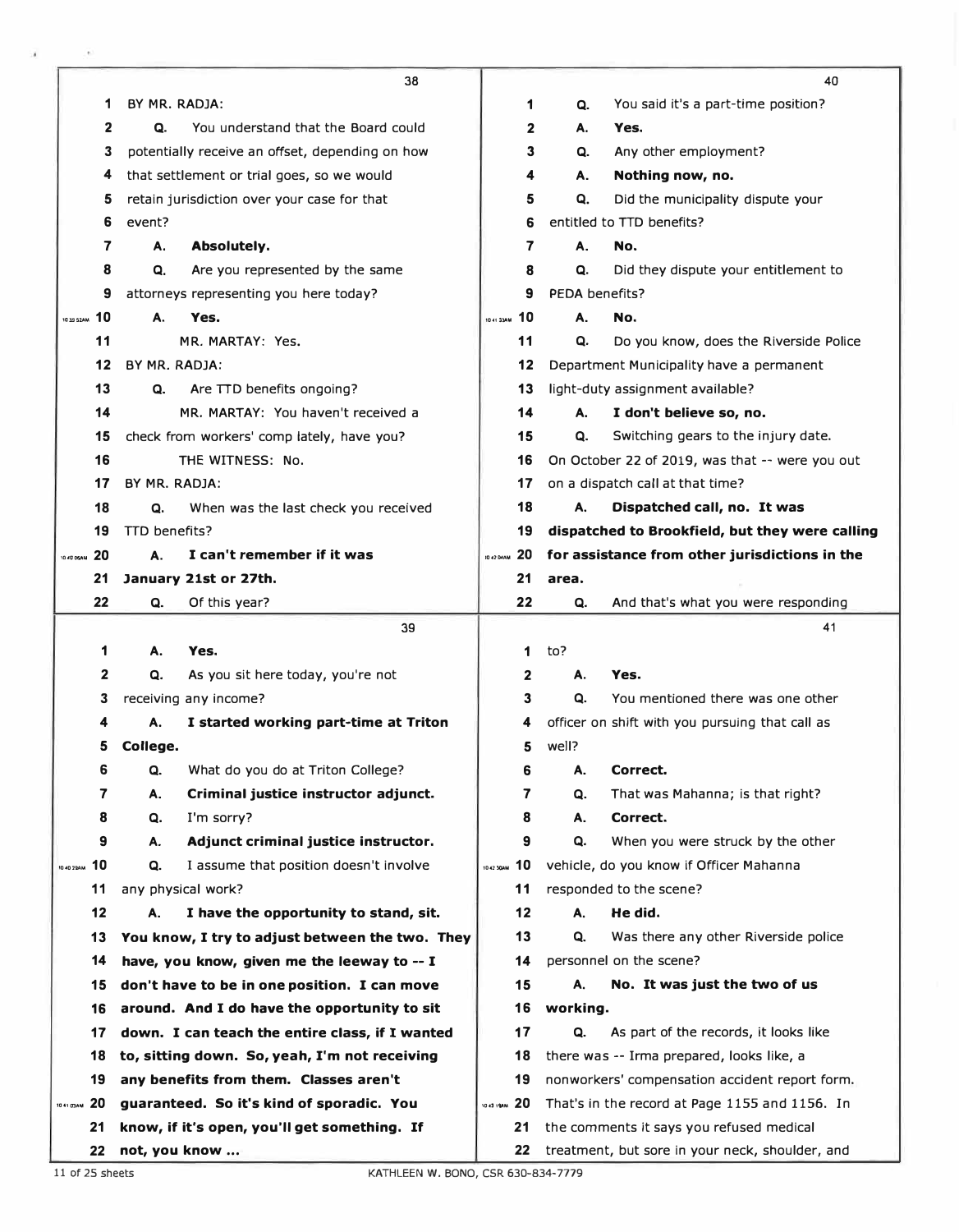38

1 BY MR. RADJA:

2 **Q.** You understand that the Board could
3 potentially receive an offset, depending on how
4 that settlement or trial goes, so we would
5 retain jurisdiction over your case for that
6 event?

7 **A. Absolutely.**

8 **Q.** Are you represented by the same
9 attorneys representing you here today?

10 **A. Yes.**

11 MR. MARTAY: Yes.

12 BY MR. RADJA:

13 **Q.** Are TTD benefits ongoing?

14 MR. MARTAY: You haven't received a
15 check from workers' comp lately, have you?

16 THE WITNESS: No.

17 BY MR. RADJA:

18 **Q.** When was the last check you received
19 TTD benefits?

20 **A. I can't remember if it was**
21 **January 21st or 27th.**

22 **Q.** Of this year?

39

1 **A. Yes.**

2 **Q.** As you sit here today, you're not
3 receiving any income?

4 **A. I started working part-time at Triton**
5 **College.**

6 **Q.** What do you do at Triton College?

7 **A. Criminal justice instructor adjunct.**

8 **Q.** I'm sorry?

9 **A. Adjunct criminal justice instructor.**

10 **Q.** I assume that position doesn't involve
11 any physical work?

12 **A. I have the opportunity to stand, sit.**
13 **You know, I try to adjust between the two. They**
14 **have, you know, given me the leeway to -- I**
15 **don't have to be in one position. I can move**
16 **around. And I do have the opportunity to sit**
17 **down. I can teach the entire class, if I wanted**
18 **to, sitting down. So, yeah, I'm not receiving**
19 **any benefits from them. Classes aren't**
20 **guaranteed. So it's kind of sporadic. You**
21 **know, if it's open, you'll get something. If**
22 **not, you know ...**

40

1 **Q.** You said it's a part-time position?

2 **A. Yes.**

3 **Q.** Any other employment?

4 **A. Nothing now, no.**

5 **Q.** Did the municipality dispute your
6 entitled to TTD benefits?

7 **A. No.**

8 **Q.** Did they dispute your entitlement to
9 PEDA benefits?

10 **A. No.**

11 **Q.** Do you know, does the Riverside Police
12 Department Municipality have a permanent
13 light-duty assignment available?

14 **A. I don't believe so, no.**

15 **Q.** Switching gears to the injury date.
16 On October 22 of 2019, was that -- were you out
17 on a dispatch call at that time?

18 **A. Dispatched call, no. It was**
19 **dispatched to Brookfield, but they were calling**
20 **for assistance from other jurisdictions in the**
21 **area.**

22 **Q.** And that's what you were responding

41

1 to?

2 **A. Yes.**

3 **Q.** You mentioned there was one other
4 officer on shift with you pursuing that call as
5 well?

6 **A. Correct.**

7 **Q.** That was Mahanna; is that right?

8 **A. Correct.**

9 **Q.** When you were struck by the other
10 vehicle, do you know if Officer Mahanna
11 responded to the scene?

12 **A. He did.**

13 **Q.** Was there any other Riverside police
14 personnel on the scene?

15 **A. No. It was just the two of us**
16 **working.**

17 **Q.** As part of the records, it looks like
18 there was -- Irma prepared, looks like, a
19 nonworkers' compensation accident report form.
20 That's in the record at Page 1155 and 1156. In
21 the comments it says you refused medical
22 treatment, but sore in your neck, shoulder, and

KATHLEEN W. BONO, CSR 630-834-7779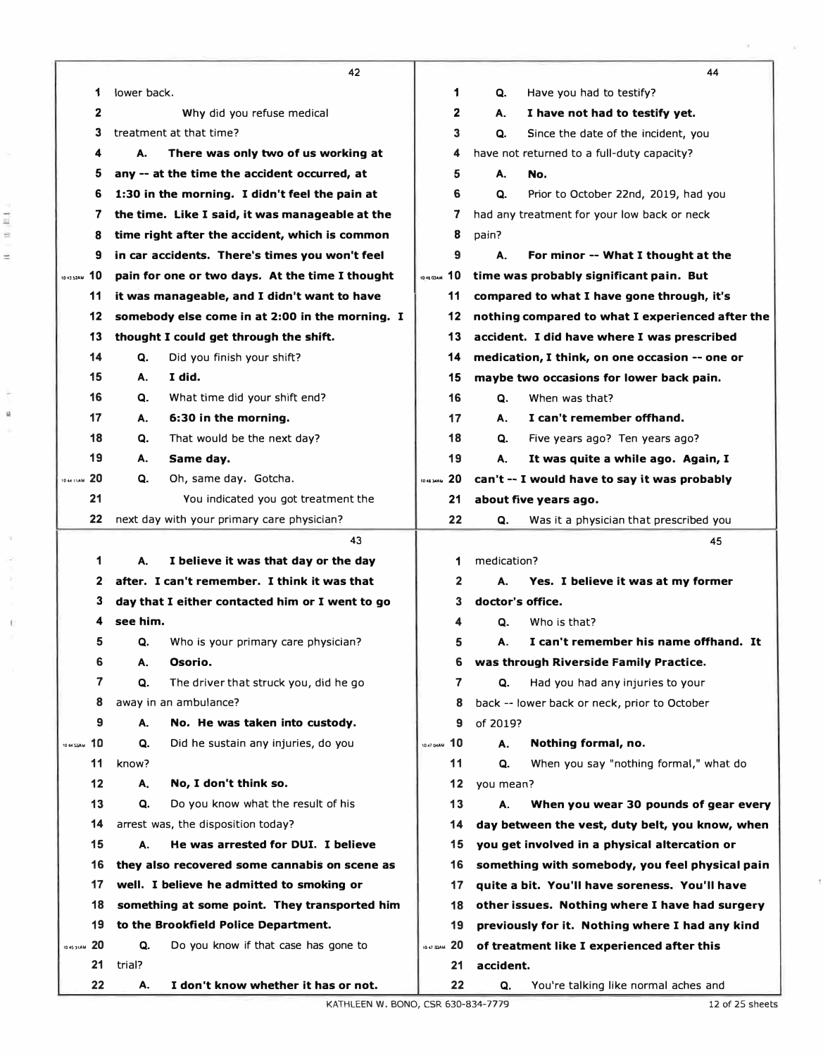42

1 lower back.
2 Why did you refuse medical
3 treatment at that time?
4 **A. There was only two of us working at**
5 **any -- at the time the accident occurred, at**
6 **1:30 in the morning. I didn't feel the pain at**
7 **the time. Like I said, it was manageable at the**
8 **time right after the accident, which is common**
9 **in car accidents. There's times you won't feel**
10 **pain for one or two days. At the time I thought**
11 **it was manageable, and I didn't want to have**
12 **somebody else come in at 2:00 in the morning. I**
13 **thought I could get through the shift.**
14 Q. Did you finish your shift?
15 **A. I did.**
16 Q. What time did your shift end?
17 **A. 6:30 in the morning.**
18 Q. That would be the next day?
19 **A. Same day.**
20 Q. Oh, same day. Gotcha.
21 You indicated you got treatment the
22 next day with your primary care physician?

43

1 **A. I believe it was that day or the day**
2 **after. I can't remember. I think it was that**
3 **day that I either contacted him or I went to go**
4 **see him.**
5 Q. Who is your primary care physician?
6 **A. Osorio.**
7 Q. The driver that struck you, did he go
8 away in an ambulance?
9 **A. No. He was taken into custody.**
10 Q. Did he sustain any injuries, do you
11 know?
12 **A. No, I don't think so.**
13 Q. Do you know what the result of his
14 arrest was, the disposition today?
15 **A. He was arrested for DUI. I believe**
16 **they also recovered some cannabis on scene as**
17 **well. I believe he admitted to smoking or**
18 **something at some point. They transported him**
19 **to the Brookfield Police Department.**
20 Q. Do you know if that case has gone to
21 trial?
22 **A. I don't know whether it has or not.**

44

1 Q. Have you had to testify?
2 **A. I have not had to testify yet.**
3 Q. Since the date of the incident, you
4 have not returned to a full-duty capacity?
5 **A. No.**
6 Q. Prior to October 22nd, 2019, had you
7 had any treatment for your low back or neck
8 pain?
9 **A. For minor -- What I thought at the**
10 **time was probably significant pain. But**
11 **compared to what I have gone through, it's**
12 **nothing compared to what I experienced after the**
13 **accident. I did have where I was prescribed**
14 **medication, I think, on one occasion -- one or**
15 **maybe two occasions for lower back pain.**
16 Q. When was that?
17 **A. I can't remember offhand.**
18 Q. Five years ago? Ten years ago?
19 **A. It was quite a while ago. Again, I**
20 **can't -- I would have to say it was probably**
21 **about five years ago.**
22 Q. Was it a physician that prescribed you

45

1 medication?
2 **A. Yes. I believe it was at my former**
3 **doctor's office.**
4 Q. Who is that?
5 **A. I can't remember his name offhand. It**
6 **was through Riverside Family Practice.**
7 Q. Had you had any injuries to your
8 back -- lower back or neck, prior to October
9 of 2019?
10 **A. Nothing formal, no.**
11 Q. When you say "nothing formal," what do
12 you mean?
13 **A. When you wear 30 pounds of gear every**
14 **day between the vest, duty belt, you know, when**
15 **you get involved in a physical altercation or**
16 **something with somebody, you feel physical pain**
17 **quite a bit. You'll have soreness. You'll have**
18 **other issues. Nothing where I have had surgery**
19 **previously for it. Nothing where I had any kind**
20 **of treatment like I experienced after this**
21 **accident.**
22 Q. You're talking like normal aches and

KATHLEEN W. BONO, CSR 630-834-7779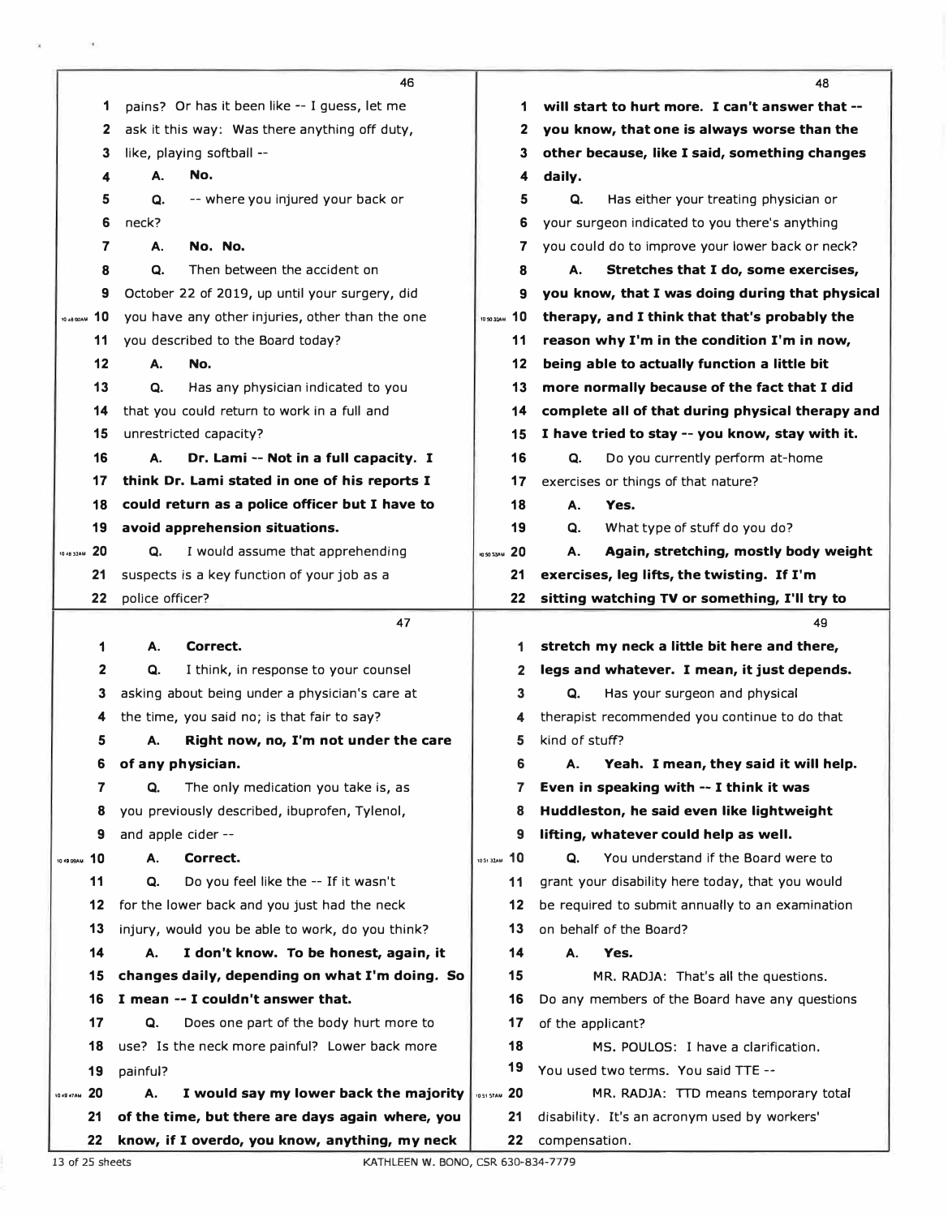pains? Or has it been like -- I guess, let me ask it this way: Was there anything off duty, like, playing softball --

**A. No.**

Q. -- where you injured your back or neck?

**A. No. No.**

Q. Then between the accident on October 22 of 2019, up until your surgery, did you have any other injuries, other than the one you described to the Board today?

**A. No.**

Q. Has any physician indicated to you that you could return to work in a full and unrestricted capacity?

**A. Dr. Lami -- Not in a full capacity. I think Dr. Lami stated in one of his reports I could return as a police officer but I have to avoid apprehension situations.**

Q. I would assume that apprehending suspects is a key function of your job as a police officer?

**A. Correct.**

Q. I think, in response to your counsel asking about being under a physician's care at the time, you said no; is that fair to say?

**A. Right now, no, I'm not under the care of any physician.**

Q. The only medication you take is, as you previously described, ibuprofen, Tylenol, and apple cider --

**A. Correct.**

Q. Do you feel like the -- If it wasn't for the lower back and you just had the neck injury, would you be able to work, do you think?

**A. I don't know. To be honest, again, it changes daily, depending on what I'm doing. So I mean -- I couldn't answer that.**

Q. Does one part of the body hurt more to use? Is the neck more painful? Lower back more painful?

**A. I would say my lower back the majority of the time, but there are days again where, you know, if I overdo, you know, anything, my neck will start to hurt more. I can't answer that -- you know, that one is always worse than the other because, like I said, something changes daily.**

Q. Has either your treating physician or your surgeon indicated to you there's anything you could do to improve your lower back or neck?

**A. Stretches that I do, some exercises, you know, that I was doing during that physical therapy, and I think that that's probably the reason why I'm in the condition I'm in now, being able to actually function a little bit more normally because of the fact that I did complete all of that during physical therapy and I have tried to stay -- you know, stay with it.**

Q. Do you currently perform at-home exercises or things of that nature?

**A. Yes.**

Q. What type of stuff do you do?

**A. Again, stretching, mostly body weight exercises, leg lifts, the twisting. If I'm sitting watching TV or something, I'll try to stretch my neck a little bit here and there, legs and whatever. I mean, it just depends.**

Q. Has your surgeon and physical therapist recommended you continue to do that kind of stuff?

**A. Yeah. I mean, they said it will help. Even in speaking with -- I think it was Huddleston, he said even like lightweight lifting, whatever could help as well.**

Q. You understand if the Board were to grant your disability here today, that you would be required to submit annually to an examination on behalf of the Board?

**A. Yes.**

MR. RADJA: That's all the questions. Do any members of the Board have any questions of the applicant?

MS. POULOS: I have a clarification. You used two terms. You said TTE --

MR. RADJA: TTD means temporary total disability. It's an acronym used by workers' compensation.

KATHLEEN W. BONO, CSR 630-834-7779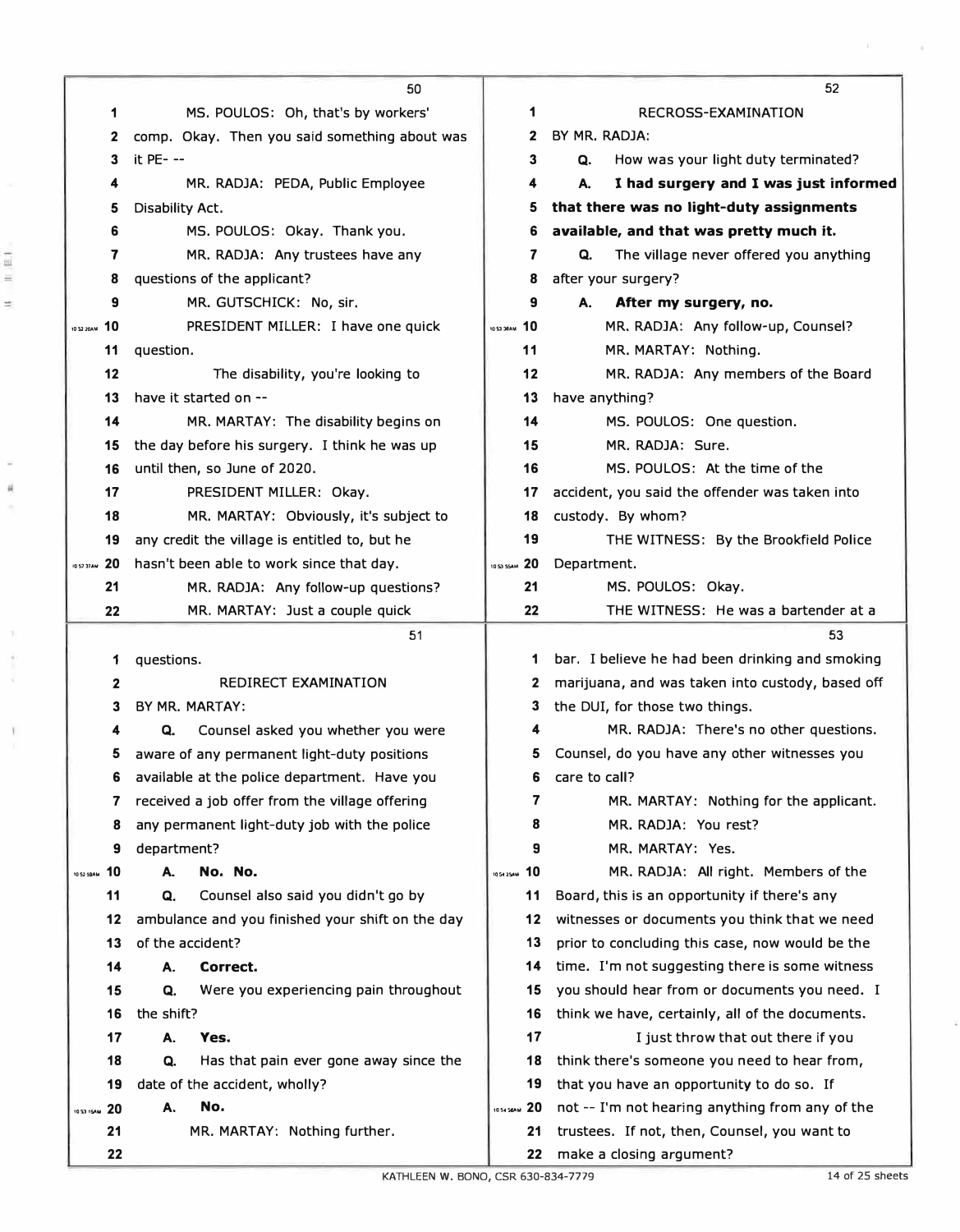MS. POULOS: Oh, that's by workers' comp. Okay. Then you said something about was it PE- --

MR. RADJA: PEDA, Public Employee Disability Act.

MS. POULOS: Okay. Thank you.

MR. RADJA: Any trustees have any questions of the applicant?

MR. GUTSCHICK: No, sir.

PRESIDENT MILLER: I have one quick question.

The disability, you're looking to have it started on --

MR. MARTAY: The disability begins on the day before his surgery. I think he was up until then, so June of 2020.

PRESIDENT MILLER: Okay.

MR. MARTAY: Obviously, it's subject to any credit the village is entitled to, but he hasn't been able to work since that day.

MR. RADJA: Any follow-up questions?

MR. MARTAY: Just a couple quick questions.

## REDIRECT EXAMINATION

BY MR. MARTAY:

Q. Counsel asked you whether you were aware of any permanent light-duty positions available at the police department. Have you received a job offer from the village offering any permanent light-duty job with the police department?

**A. No. No.**

Q. Counsel also said you didn't go by ambulance and you finished your shift on the day of the accident?

**A. Correct.**

Q. Were you experiencing pain throughout the shift?

**A. Yes.**

Q. Has that pain ever gone away since the date of the accident, wholly?

**A. No.**

MR. MARTAY: Nothing further.

## RECROSS-EXAMINATION

BY MR. RADJA:

Q. How was your light duty terminated?

**A. I had surgery and I was just informed that there was no light-duty assignments available, and that was pretty much it.**

Q. The village never offered you anything after your surgery?

**A. After my surgery, no.**

MR. RADJA: Any follow-up, Counsel?

MR. MARTAY: Nothing.

MR. RADJA: Any members of the Board have anything?

MS. POULOS: One question.

MR. RADJA: Sure.

MS. POULOS: At the time of the accident, you said the offender was taken into custody. By whom?

THE WITNESS: By the Brookfield Police Department.

MS. POULOS: Okay.

THE WITNESS: He was a bartender at a bar. I believe he had been drinking and smoking marijuana, and was taken into custody, based off the DUI, for those two things.

MR. RADJA: There's no other questions. Counsel, do you have any other witnesses you care to call?

MR. MARTAY: Nothing for the applicant.

MR. RADJA: You rest?

MR. MARTAY: Yes.

MR. RADJA: All right. Members of the Board, this is an opportunity if there's any witnesses or documents you think that we need prior to concluding this case, now would be the time. I'm not suggesting there is some witness you should hear from or documents you need. I think we have, certainly, all of the documents.

I just throw that out there if you think there's someone you need to hear from, that you have an opportunity to do so. If not -- I'm not hearing anything from any of the trustees. If not, then, Counsel, you want to make a closing argument?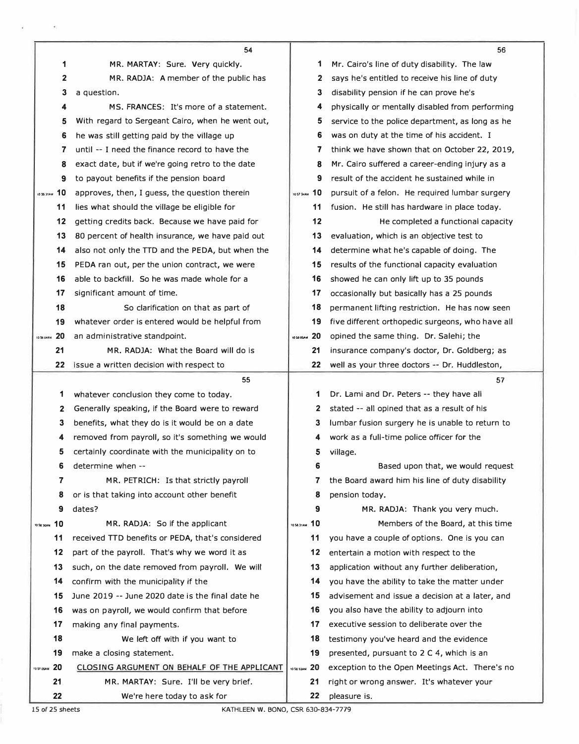MR. MARTAY: Sure. Very quickly.

MR. RADJA: A member of the public has a question.

MS. FRANCES: It's more of a statement. With regard to Sergeant Cairo, when he went out, he was still getting paid by the village up until -- I need the finance record to have the exact date, but if we're going retro to the date to payout benefits if the pension board approves, then, I guess, the question therein lies what should the village be eligible for getting credits back. Because we have paid for 80 percent of health insurance, we have paid out also not only the TTD and the PEDA, but when the PEDA ran out, per the union contract, we were able to backfill. So he was made whole for a significant amount of time.

So clarification on that as part of whatever order is entered would be helpful from an administrative standpoint.

MR. RADJA: What the Board will do is issue a written decision with respect to whatever conclusion they come to today. Generally speaking, if the Board were to reward benefits, what they do is it would be on a date removed from payroll, so it's something we would certainly coordinate with the municipality on to determine when --

MR. PETRICH: Is that strictly payroll or is that taking into account other benefit dates?

MR. RADJA: So if the applicant received TTD benefits or PEDA, that's considered part of the payroll. That's why we word it as such, on the date removed from payroll. We will confirm with the municipality if the June 2019 -- June 2020 date is the final date he was on payroll, we would confirm that before making any final payments.

We left off with if you want to make a closing statement.

## CLOSING ARGUMENT ON BEHALF OF THE APPLICANT

MR. MARTAY: Sure. I'll be very brief.

We're here today to ask for Mr. Cairo's line of duty disability. The law says he's entitled to receive his line of duty disability pension if he can prove he's physically or mentally disabled from performing service to the police department, as long as he was on duty at the time of his accident. I think we have shown that on October 22, 2019, Mr. Cairo suffered a career-ending injury as a result of the accident he sustained while in pursuit of a felon. He required lumbar surgery fusion. He still has hardware in place today.

He completed a functional capacity evaluation, which is an objective test to determine what he's capable of doing. The results of the functional capacity evaluation showed he can only lift up to 35 pounds occasionally but basically has a 25 pounds permanent lifting restriction. He has now seen five different orthopedic surgeons, who have all opined the same thing. Dr. Salehi; the insurance company's doctor, Dr. Goldberg; as well as your three doctors -- Dr. Huddleston, Dr. Lami and Dr. Peters -- they have all stated -- all opined that as a result of his lumbar fusion surgery he is unable to return to work as a full-time police officer for the village.

Based upon that, we would request the Board award him his line of duty disability pension today.

MR. RADJA: Thank you very much.

Members of the Board, at this time you have a couple of options. One is you can entertain a motion with respect to the application without any further deliberation, you have the ability to take the matter under advisement and issue a decision at a later, and you also have the ability to adjourn into executive session to deliberate over the testimony you've heard and the evidence presented, pursuant to 2 C 4, which is an exception to the Open Meetings Act. There's no right or wrong answer. It's whatever your pleasure is.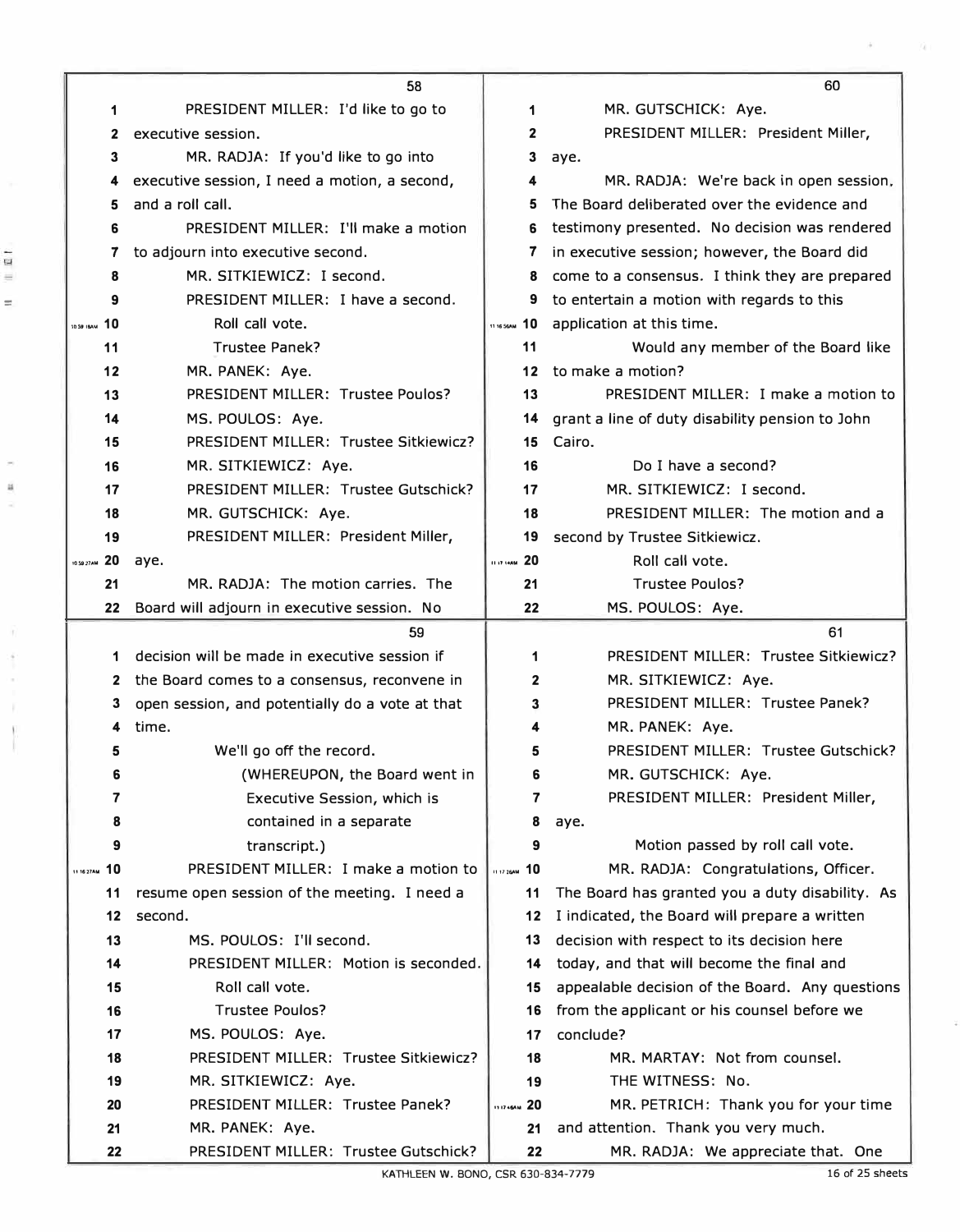58

1 PRESIDENT MILLER: I'd like to go to
2 executive session.
3 MR. RADJA: If you'd like to go into
4 executive session, I need a motion, a second,
5 and a roll call.
6 PRESIDENT MILLER: I'll make a motion
7 to adjourn into executive second.
8 MR. SITKIEWICZ: I second.
9 PRESIDENT MILLER: I have a second.
10 Roll call vote.
11 Trustee Panek?
12 MR. PANEK: Aye.
13 PRESIDENT MILLER: Trustee Poulos?
14 MS. POULOS: Aye.
15 PRESIDENT MILLER: Trustee Sitkiewicz?
16 MR. SITKIEWICZ: Aye.
17 PRESIDENT MILLER: Trustee Gutschick?
18 MR. GUTSCHICK: Aye.
19 PRESIDENT MILLER: President Miller,
20 aye.
21 MR. RADJA: The motion carries. The
22 Board will adjourn in executive session. No

59

1 decision will be made in executive session if
2 the Board comes to a consensus, reconvene in
3 open session, and potentially do a vote at that
4 time.
5 We'll go off the record.
6 (WHEREUPON, the Board went in
7 Executive Session, which is
8 contained in a separate
9 transcript.)
10 PRESIDENT MILLER: I make a motion to
11 resume open session of the meeting. I need a
12 second.
13 MS. POULOS: I'll second.
14 PRESIDENT MILLER: Motion is seconded.
15 Roll call vote.
16 Trustee Poulos?
17 MS. POULOS: Aye.
18 PRESIDENT MILLER: Trustee Sitkiewicz?
19 MR. SITKIEWICZ: Aye.
20 PRESIDENT MILLER: Trustee Panek?
21 MR. PANEK: Aye.
22 PRESIDENT MILLER: Trustee Gutschick?

60

1 MR. GUTSCHICK: Aye.
2 PRESIDENT MILLER: President Miller,
3 aye.
4 MR. RADJA: We're back in open session.
5 The Board deliberated over the evidence and
6 testimony presented. No decision was rendered
7 in executive session; however, the Board did
8 come to a consensus. I think they are prepared
9 to entertain a motion with regards to this
10 application at this time.
11 Would any member of the Board like
12 to make a motion?
13 PRESIDENT MILLER: I make a motion to
14 grant a line of duty disability pension to John
15 Cairo.
16 Do I have a second?
17 MR. SITKIEWICZ: I second.
18 PRESIDENT MILLER: The motion and a
19 second by Trustee Sitkiewicz.
20 Roll call vote.
21 Trustee Poulos?
22 MS. POULOS: Aye.

61

1 PRESIDENT MILLER: Trustee Sitkiewicz?
2 MR. SITKIEWICZ: Aye.
3 PRESIDENT MILLER: Trustee Panek?
4 MR. PANEK: Aye.
5 PRESIDENT MILLER: Trustee Gutschick?
6 MR. GUTSCHICK: Aye.
7 PRESIDENT MILLER: President Miller,
8 aye.
9 Motion passed by roll call vote.
10 MR. RADJA: Congratulations, Officer.
11 The Board has granted you a duty disability. As
12 I indicated, the Board will prepare a written
13 decision with respect to its decision here
14 today, and that will become the final and
15 appealable decision of the Board. Any questions
16 from the applicant or his counsel before we
17 conclude?
18 MR. MARTAY: Not from counsel.
19 THE WITNESS: No.
20 MR. PETRICH: Thank you for your time
21 and attention. Thank you very much.
22 MR. RADJA: We appreciate that. One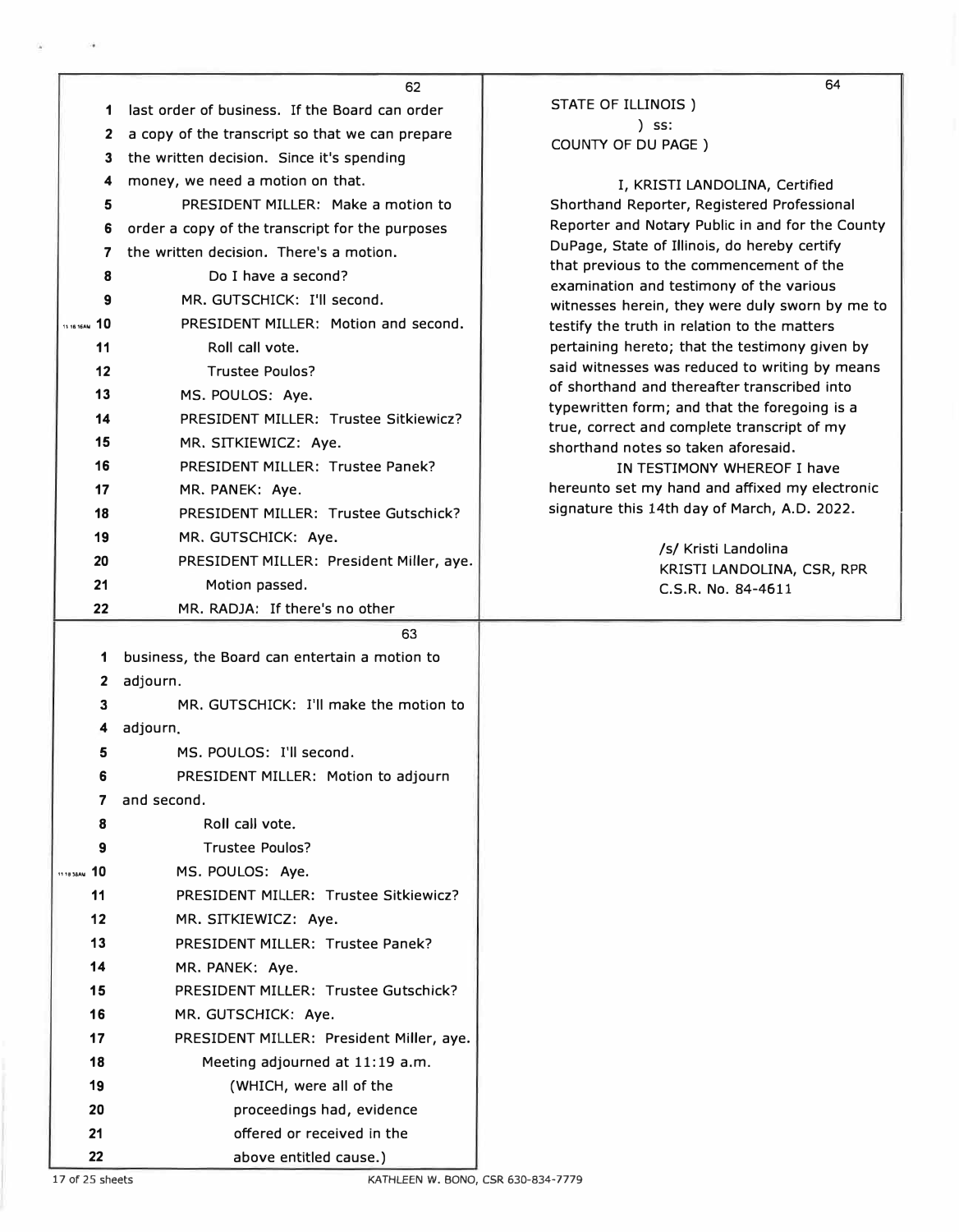1 last order of business. If the Board can order
2 a copy of the transcript so that we can prepare
3 the written decision. Since it's spending
4 money, we need a motion on that.
5 PRESIDENT MILLER: Make a motion to
6 order a copy of the transcript for the purposes
7 the written decision. There's a motion.
8 Do I have a second?
9 MR. GUTSCHICK: I'll second.
10 PRESIDENT MILLER: Motion and second.
11 Roll call vote.
12 Trustee Poulos?
13 MS. POULOS: Aye.
14 PRESIDENT MILLER: Trustee Sitkiewicz?
15 MR. SITKIEWICZ: Aye.
16 PRESIDENT MILLER: Trustee Panek?
17 MR. PANEK: Aye.
18 PRESIDENT MILLER: Trustee Gutschick?
19 MR. GUTSCHICK: Aye.
20 PRESIDENT MILLER: President Miller, aye.
21 Motion passed.
22 MR. RADJA: If there's no other

1 business, the Board can entertain a motion to
2 adjourn.
3 MR. GUTSCHICK: I'll make the motion to
4 adjourn.
5 MS. POULOS: I'll second.
6 PRESIDENT MILLER: Motion to adjourn
7 and second.
8 Roll call vote.
9 Trustee Poulos?
10 MS. POULOS: Aye.
11 PRESIDENT MILLER: Trustee Sitkiewicz?
12 MR. SITKIEWICZ: Aye.
13 PRESIDENT MILLER: Trustee Panek?
14 MR. PANEK: Aye.
15 PRESIDENT MILLER: Trustee Gutschick?
16 MR. GUTSCHICK: Aye.
17 PRESIDENT MILLER: President Miller, aye.
18 Meeting adjourned at 11:19 a.m.
19 (WHICH, were all of the
20 proceedings had, evidence
21 offered or received in the
22 above entitled cause.)

STATE OF ILLINOIS )
) ss:
COUNTY OF DU PAGE )

I, KRISTI LANDOLINA, Certified Shorthand Reporter, Registered Professional Reporter and Notary Public in and for the County DuPage, State of Illinois, do hereby certify that previous to the commencement of the examination and testimony of the various witnesses herein, they were duly sworn by me to testify the truth in relation to the matters pertaining hereto; that the testimony given by said witnesses was reduced to writing by means of shorthand and thereafter transcribed into typewritten form; and that the foregoing is a true, correct and complete transcript of my shorthand notes so taken aforesaid.

IN TESTIMONY WHEREOF I have hereunto set my hand and affixed my electronic signature this 14th day of March, A.D. 2022.

/s/ Kristi Landolina
KRISTI LANDOLINA, CSR, RPR
C.S.R. No. 84-4611